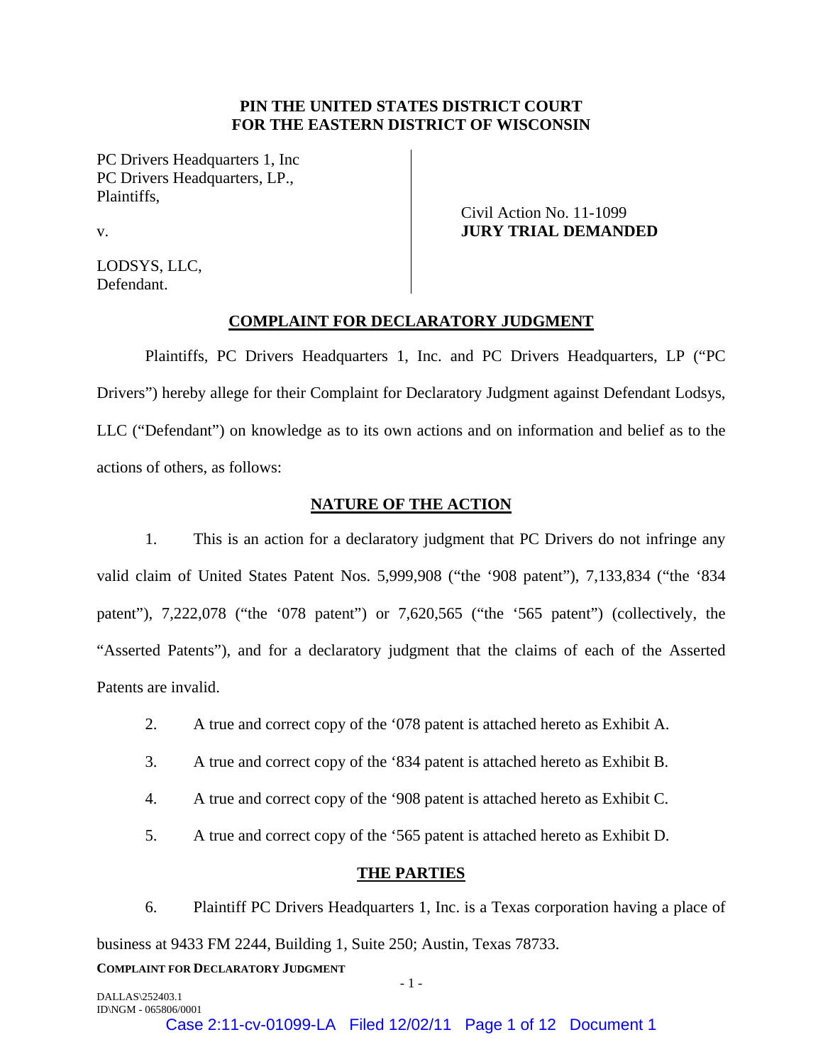**PIN THE UNITED STATES DISTRICT COURT**
**FOR THE EASTERN DISTRICT OF WISCONSIN**

PC Drivers Headquarters 1, Inc
PC Drivers Headquarters, LP.,
Plaintiffs,

v.

LODSYS, LLC,
Defendant.

Civil Action No. 11-1099
**JURY TRIAL DEMANDED**

## COMPLAINT FOR DECLARATORY JUDGMENT

Plaintiffs, PC Drivers Headquarters 1, Inc. and PC Drivers Headquarters, LP ("PC Drivers") hereby allege for their Complaint for Declaratory Judgment against Defendant Lodsys, LLC ("Defendant") on knowledge as to its own actions and on information and belief as to the actions of others, as follows:

## NATURE OF THE ACTION

1. This is an action for a declaratory judgment that PC Drivers do not infringe any valid claim of United States Patent Nos. 5,999,908 ("the '908 patent"), 7,133,834 ("the '834 patent"), 7,222,078 ("the '078 patent") or 7,620,565 ("the '565 patent") (collectively, the "Asserted Patents"), and for a declaratory judgment that the claims of each of the Asserted Patents are invalid.

2. A true and correct copy of the '078 patent is attached hereto as Exhibit A.

3. A true and correct copy of the '834 patent is attached hereto as Exhibit B.

4. A true and correct copy of the '908 patent is attached hereto as Exhibit C.

5. A true and correct copy of the '565 patent is attached hereto as Exhibit D.

## THE PARTIES

6. Plaintiff PC Drivers Headquarters 1, Inc. is a Texas corporation having a place of business at 9433 FM 2244, Building 1, Suite 250; Austin, Texas 78733.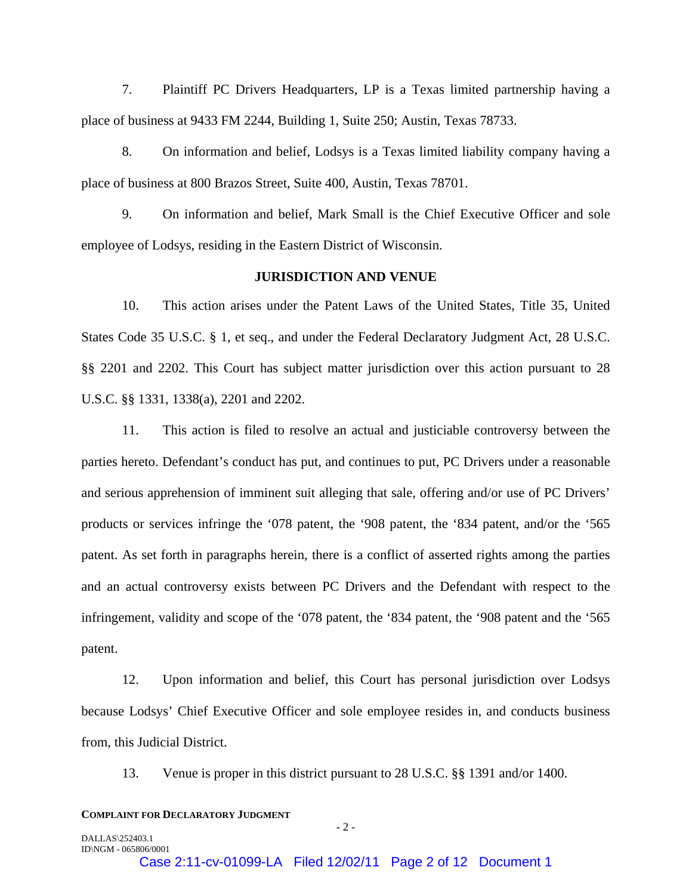7. Plaintiff PC Drivers Headquarters, LP is a Texas limited partnership having a place of business at 9433 FM 2244, Building 1, Suite 250; Austin, Texas 78733.

8. On information and belief, Lodsys is a Texas limited liability company having a place of business at 800 Brazos Street, Suite 400, Austin, Texas 78701.

9. On information and belief, Mark Small is the Chief Executive Officer and sole employee of Lodsys, residing in the Eastern District of Wisconsin.

## JURISDICTION AND VENUE

10. This action arises under the Patent Laws of the United States, Title 35, United States Code 35 U.S.C. § 1, et seq., and under the Federal Declaratory Judgment Act, 28 U.S.C. §§ 2201 and 2202. This Court has subject matter jurisdiction over this action pursuant to 28 U.S.C. §§ 1331, 1338(a), 2201 and 2202.

11. This action is filed to resolve an actual and justiciable controversy between the parties hereto. Defendant's conduct has put, and continues to put, PC Drivers under a reasonable and serious apprehension of imminent suit alleging that sale, offering and/or use of PC Drivers' products or services infringe the '078 patent, the '908 patent, the '834 patent, and/or the '565 patent. As set forth in paragraphs herein, there is a conflict of asserted rights among the parties and an actual controversy exists between PC Drivers and the Defendant with respect to the infringement, validity and scope of the '078 patent, the '834 patent, the '908 patent and the '565 patent.

12. Upon information and belief, this Court has personal jurisdiction over Lodsys because Lodsys' Chief Executive Officer and sole employee resides in, and conducts business from, this Judicial District.

13. Venue is proper in this district pursuant to 28 U.S.C. §§ 1391 and/or 1400.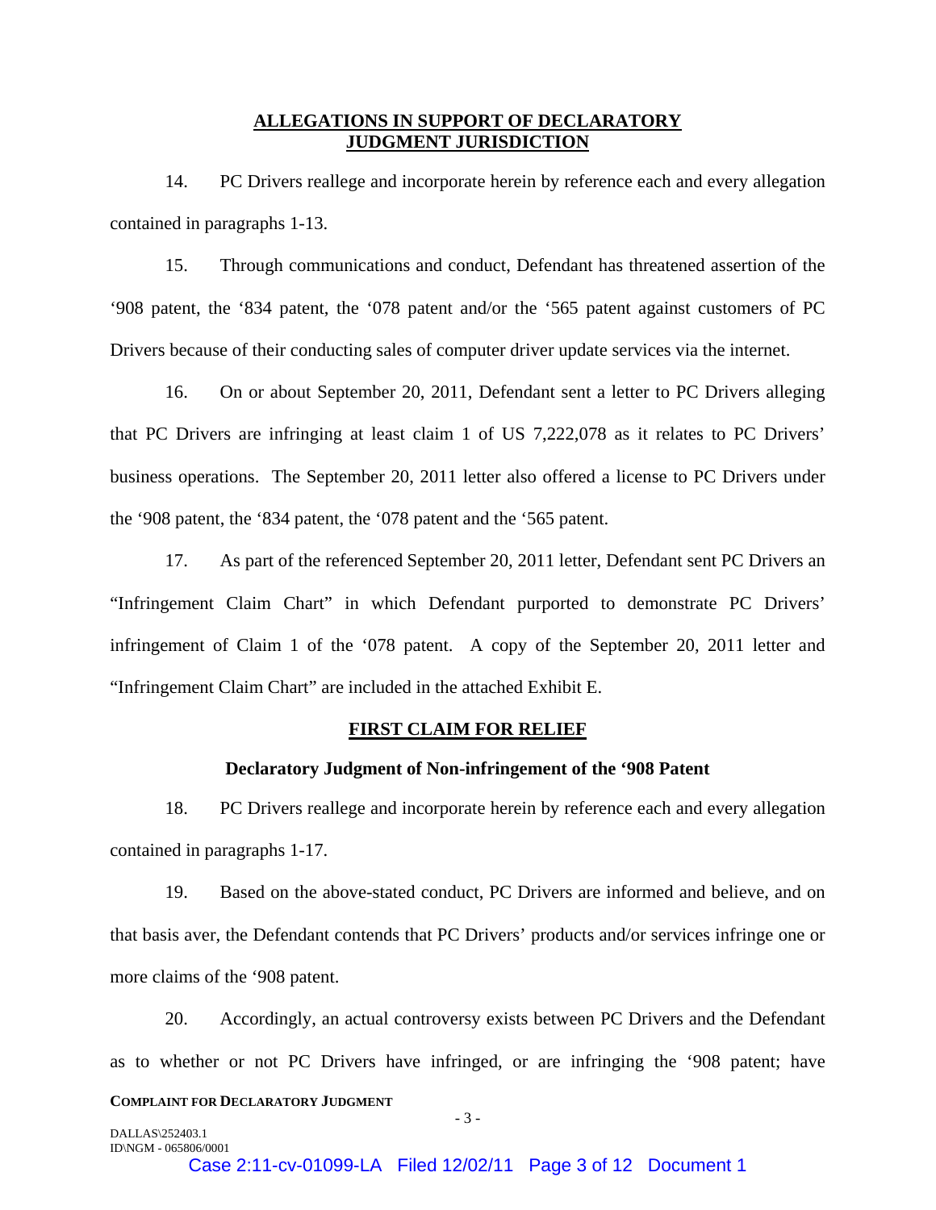## ALLEGATIONS IN SUPPORT OF DECLARATORY JUDGMENT JURISDICTION

14. PC Drivers reallege and incorporate herein by reference each and every allegation contained in paragraphs 1-13.

15. Through communications and conduct, Defendant has threatened assertion of the '908 patent, the '834 patent, the '078 patent and/or the '565 patent against customers of PC Drivers because of their conducting sales of computer driver update services via the internet.

16. On or about September 20, 2011, Defendant sent a letter to PC Drivers alleging that PC Drivers are infringing at least claim 1 of US 7,222,078 as it relates to PC Drivers' business operations. The September 20, 2011 letter also offered a license to PC Drivers under the '908 patent, the '834 patent, the '078 patent and the '565 patent.

17. As part of the referenced September 20, 2011 letter, Defendant sent PC Drivers an "Infringement Claim Chart" in which Defendant purported to demonstrate PC Drivers' infringement of Claim 1 of the '078 patent. A copy of the September 20, 2011 letter and "Infringement Claim Chart" are included in the attached Exhibit E.

## FIRST CLAIM FOR RELIEF

### Declaratory Judgment of Non-infringement of the '908 Patent

18. PC Drivers reallege and incorporate herein by reference each and every allegation contained in paragraphs 1-17.

19. Based on the above-stated conduct, PC Drivers are informed and believe, and on that basis aver, the Defendant contends that PC Drivers' products and/or services infringe one or more claims of the '908 patent.

20. Accordingly, an actual controversy exists between PC Drivers and the Defendant as to whether or not PC Drivers have infringed, or are infringing the '908 patent; have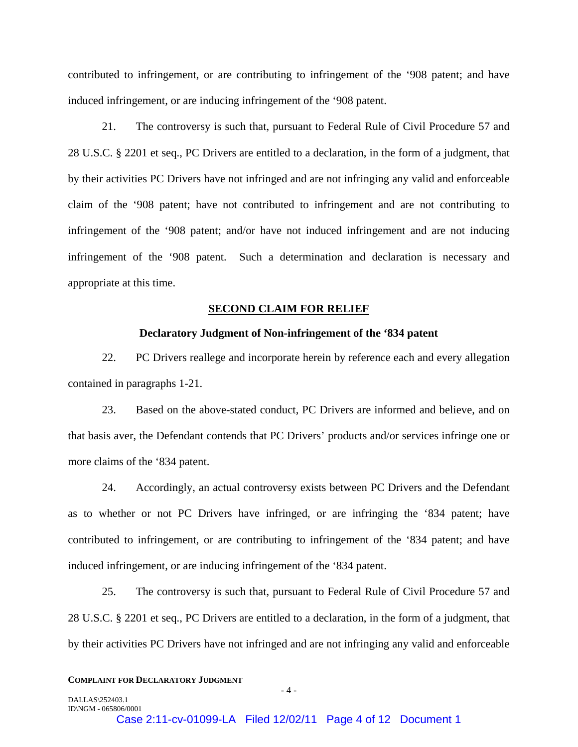contributed to infringement, or are contributing to infringement of the '908 patent; and have induced infringement, or are inducing infringement of the '908 patent.

21. The controversy is such that, pursuant to Federal Rule of Civil Procedure 57 and 28 U.S.C. § 2201 et seq., PC Drivers are entitled to a declaration, in the form of a judgment, that by their activities PC Drivers have not infringed and are not infringing any valid and enforceable claim of the '908 patent; have not contributed to infringement and are not contributing to infringement of the '908 patent; and/or have not induced infringement and are not inducing infringement of the '908 patent. Such a determination and declaration is necessary and appropriate at this time.

## SECOND CLAIM FOR RELIEF

### Declaratory Judgment of Non-infringement of the '834 patent

22. PC Drivers reallege and incorporate herein by reference each and every allegation contained in paragraphs 1-21.

23. Based on the above-stated conduct, PC Drivers are informed and believe, and on that basis aver, the Defendant contends that PC Drivers' products and/or services infringe one or more claims of the '834 patent.

24. Accordingly, an actual controversy exists between PC Drivers and the Defendant as to whether or not PC Drivers have infringed, or are infringing the '834 patent; have contributed to infringement, or are contributing to infringement of the '834 patent; and have induced infringement, or are inducing infringement of the '834 patent.

25. The controversy is such that, pursuant to Federal Rule of Civil Procedure 57 and 28 U.S.C. § 2201 et seq., PC Drivers are entitled to a declaration, in the form of a judgment, that by their activities PC Drivers have not infringed and are not infringing any valid and enforceable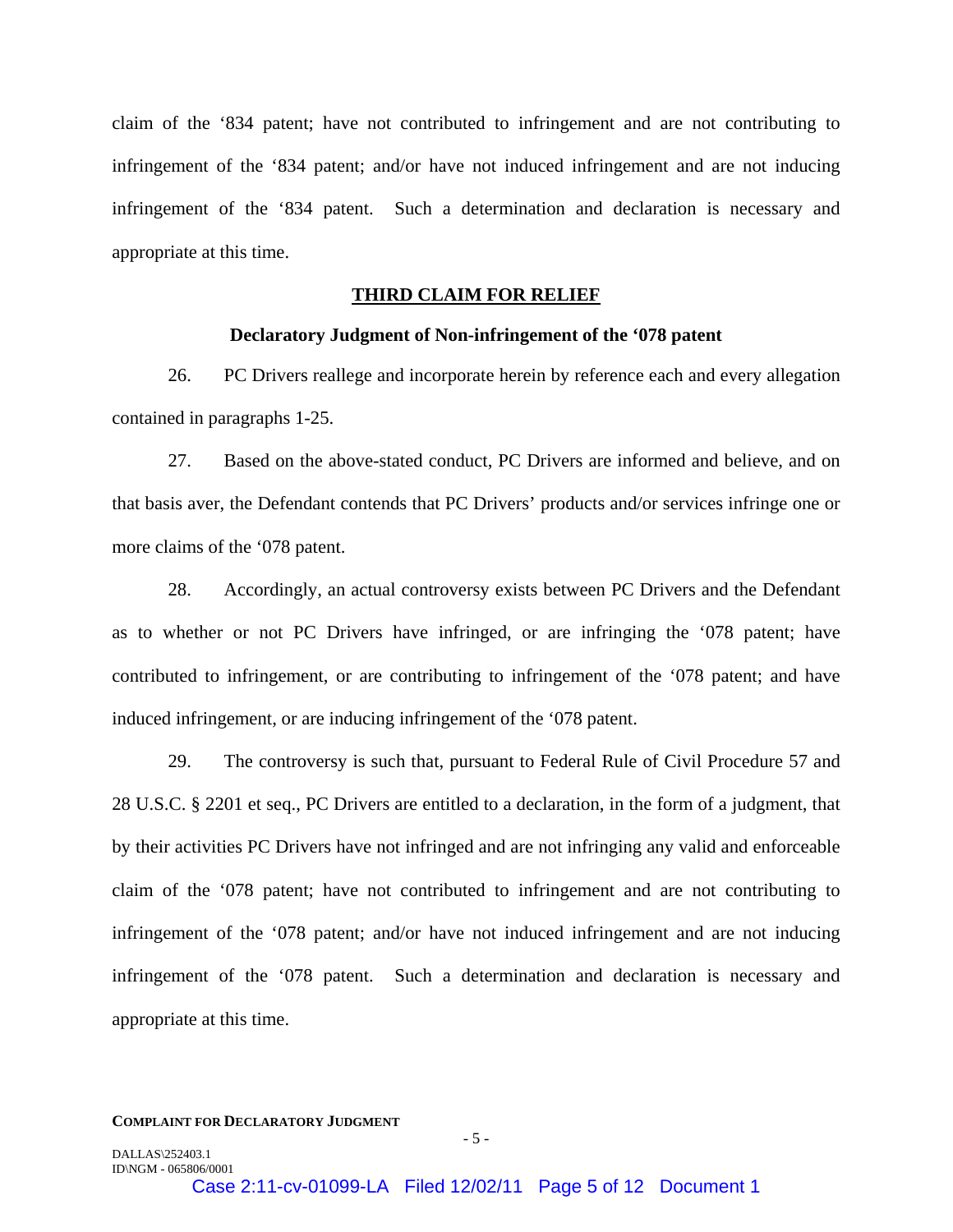claim of the '834 patent; have not contributed to infringement and are not contributing to infringement of the '834 patent; and/or have not induced infringement and are not inducing infringement of the '834 patent. Such a determination and declaration is necessary and appropriate at this time.

## THIRD CLAIM FOR RELIEF

### Declaratory Judgment of Non-infringement of the '078 patent

26. PC Drivers reallege and incorporate herein by reference each and every allegation contained in paragraphs 1-25.

27. Based on the above-stated conduct, PC Drivers are informed and believe, and on that basis aver, the Defendant contends that PC Drivers' products and/or services infringe one or more claims of the '078 patent.

28. Accordingly, an actual controversy exists between PC Drivers and the Defendant as to whether or not PC Drivers have infringed, or are infringing the '078 patent; have contributed to infringement, or are contributing to infringement of the '078 patent; and have induced infringement, or are inducing infringement of the '078 patent.

29. The controversy is such that, pursuant to Federal Rule of Civil Procedure 57 and 28 U.S.C. § 2201 et seq., PC Drivers are entitled to a declaration, in the form of a judgment, that by their activities PC Drivers have not infringed and are not infringing any valid and enforceable claim of the '078 patent; have not contributed to infringement and are not contributing to infringement of the '078 patent; and/or have not induced infringement and are not inducing infringement of the '078 patent. Such a determination and declaration is necessary and appropriate at this time.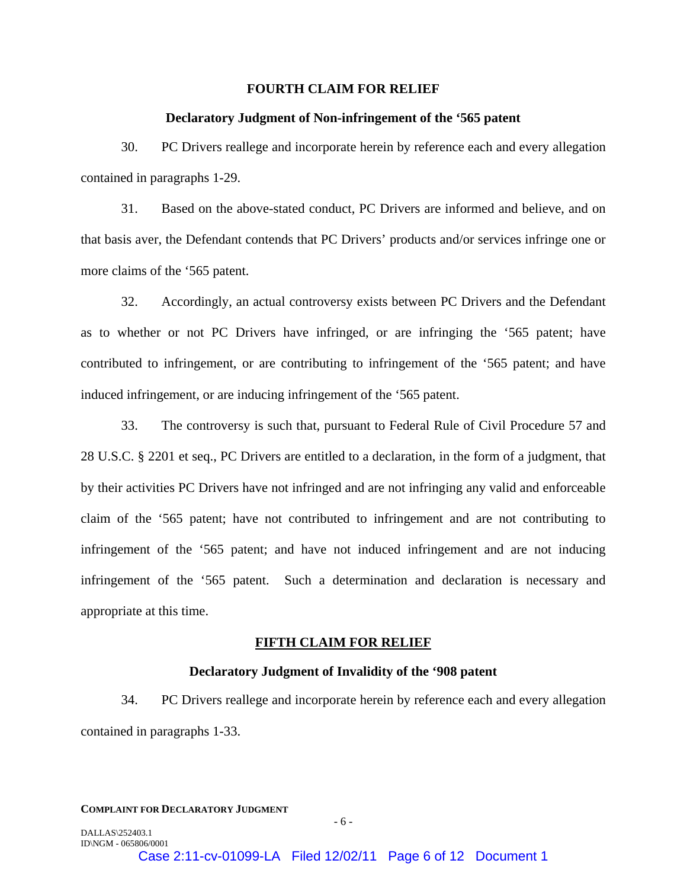**FOURTH CLAIM FOR RELIEF**

**Declaratory Judgment of Non-infringement of the '565 patent**

30. PC Drivers reallege and incorporate herein by reference each and every allegation contained in paragraphs 1-29.

31. Based on the above-stated conduct, PC Drivers are informed and believe, and on that basis aver, the Defendant contends that PC Drivers' products and/or services infringe one or more claims of the '565 patent.

32. Accordingly, an actual controversy exists between PC Drivers and the Defendant as to whether or not PC Drivers have infringed, or are infringing the '565 patent; have contributed to infringement, or are contributing to infringement of the '565 patent; and have induced infringement, or are inducing infringement of the '565 patent.

33. The controversy is such that, pursuant to Federal Rule of Civil Procedure 57 and 28 U.S.C. § 2201 et seq., PC Drivers are entitled to a declaration, in the form of a judgment, that by their activities PC Drivers have not infringed and are not infringing any valid and enforceable claim of the '565 patent; have not contributed to infringement and are not contributing to infringement of the '565 patent; and have not induced infringement and are not inducing infringement of the '565 patent. Such a determination and declaration is necessary and appropriate at this time.

**FIFTH CLAIM FOR RELIEF**

**Declaratory Judgment of Invalidity of the '908 patent**

34. PC Drivers reallege and incorporate herein by reference each and every allegation contained in paragraphs 1-33.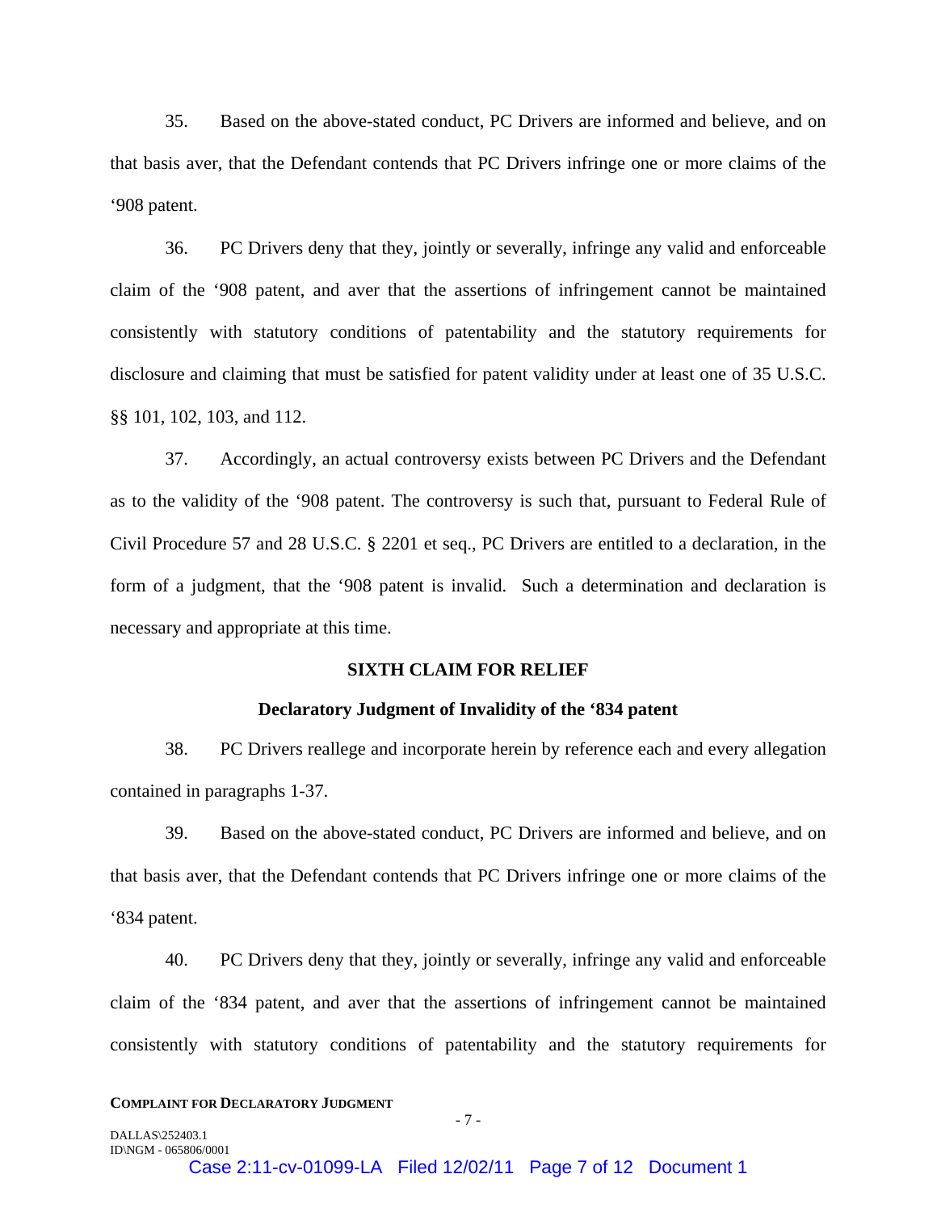35. Based on the above-stated conduct, PC Drivers are informed and believe, and on that basis aver, that the Defendant contends that PC Drivers infringe one or more claims of the '908 patent.

36. PC Drivers deny that they, jointly or severally, infringe any valid and enforceable claim of the '908 patent, and aver that the assertions of infringement cannot be maintained consistently with statutory conditions of patentability and the statutory requirements for disclosure and claiming that must be satisfied for patent validity under at least one of 35 U.S.C. §§ 101, 102, 103, and 112.

37. Accordingly, an actual controversy exists between PC Drivers and the Defendant as to the validity of the '908 patent. The controversy is such that, pursuant to Federal Rule of Civil Procedure 57 and 28 U.S.C. § 2201 et seq., PC Drivers are entitled to a declaration, in the form of a judgment, that the '908 patent is invalid. Such a determination and declaration is necessary and appropriate at this time.

**SIXTH CLAIM FOR RELIEF**

**Declaratory Judgment of Invalidity of the '834 patent**

38. PC Drivers reallege and incorporate herein by reference each and every allegation contained in paragraphs 1-37.

39. Based on the above-stated conduct, PC Drivers are informed and believe, and on that basis aver, that the Defendant contends that PC Drivers infringe one or more claims of the '834 patent.

40. PC Drivers deny that they, jointly or severally, infringe any valid and enforceable claim of the '834 patent, and aver that the assertions of infringement cannot be maintained consistently with statutory conditions of patentability and the statutory requirements for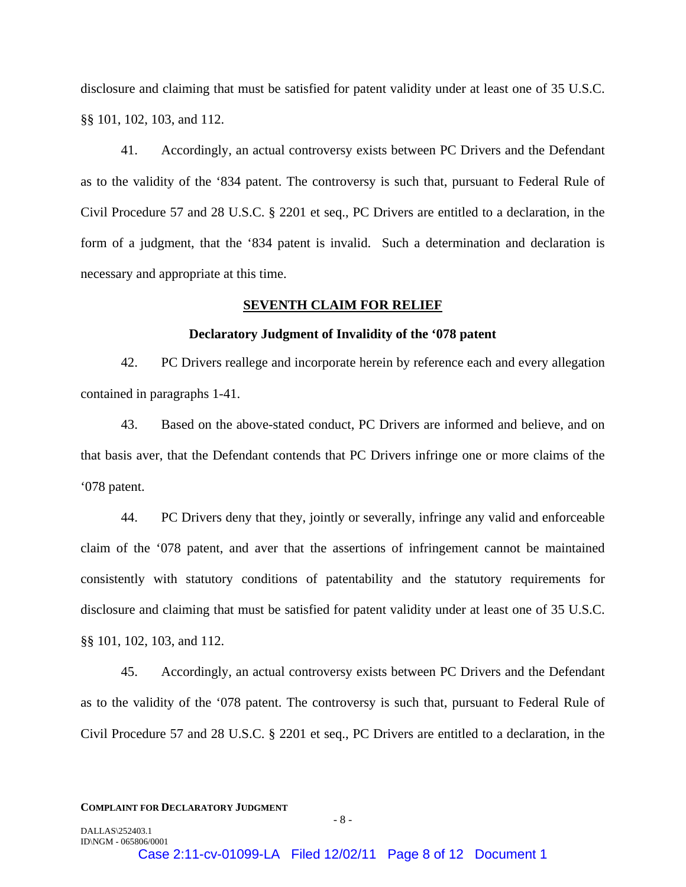disclosure and claiming that must be satisfied for patent validity under at least one of 35 U.S.C. §§ 101, 102, 103, and 112.

41. Accordingly, an actual controversy exists between PC Drivers and the Defendant as to the validity of the '834 patent. The controversy is such that, pursuant to Federal Rule of Civil Procedure 57 and 28 U.S.C. § 2201 et seq., PC Drivers are entitled to a declaration, in the form of a judgment, that the '834 patent is invalid. Such a determination and declaration is necessary and appropriate at this time.

## SEVENTH CLAIM FOR RELIEF

### Declaratory Judgment of Invalidity of the '078 patent

42. PC Drivers reallege and incorporate herein by reference each and every allegation contained in paragraphs 1-41.

43. Based on the above-stated conduct, PC Drivers are informed and believe, and on that basis aver, that the Defendant contends that PC Drivers infringe one or more claims of the '078 patent.

44. PC Drivers deny that they, jointly or severally, infringe any valid and enforceable claim of the '078 patent, and aver that the assertions of infringement cannot be maintained consistently with statutory conditions of patentability and the statutory requirements for disclosure and claiming that must be satisfied for patent validity under at least one of 35 U.S.C. §§ 101, 102, 103, and 112.

45. Accordingly, an actual controversy exists between PC Drivers and the Defendant as to the validity of the '078 patent. The controversy is such that, pursuant to Federal Rule of Civil Procedure 57 and 28 U.S.C. § 2201 et seq., PC Drivers are entitled to a declaration, in the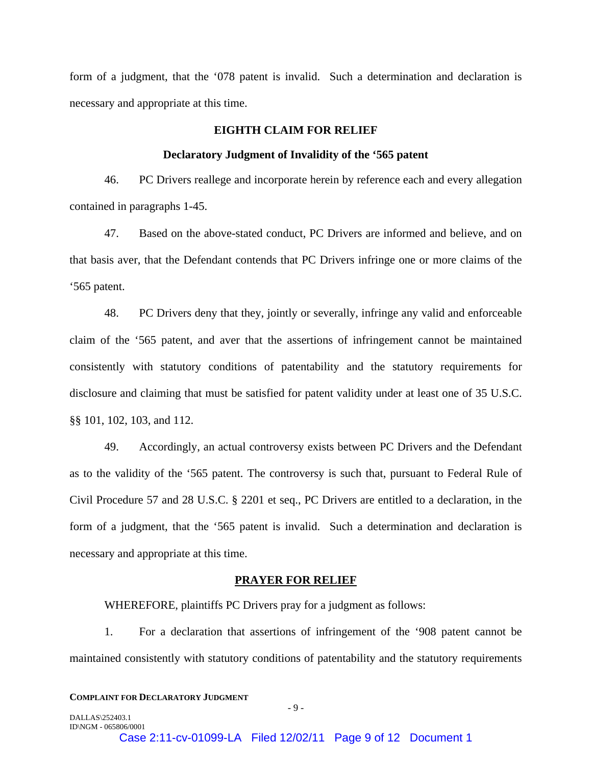form of a judgment, that the ‘078 patent is invalid. Such a determination and declaration is necessary and appropriate at this time.

**EIGHTH CLAIM FOR RELIEF**

**Declaratory Judgment of Invalidity of the ‘565 patent**

46. PC Drivers reallege and incorporate herein by reference each and every allegation contained in paragraphs 1-45.

47. Based on the above-stated conduct, PC Drivers are informed and believe, and on that basis aver, that the Defendant contends that PC Drivers infringe one or more claims of the ‘565 patent.

48. PC Drivers deny that they, jointly or severally, infringe any valid and enforceable claim of the ‘565 patent, and aver that the assertions of infringement cannot be maintained consistently with statutory conditions of patentability and the statutory requirements for disclosure and claiming that must be satisfied for patent validity under at least one of 35 U.S.C. §§ 101, 102, 103, and 112.

49. Accordingly, an actual controversy exists between PC Drivers and the Defendant as to the validity of the ‘565 patent. The controversy is such that, pursuant to Federal Rule of Civil Procedure 57 and 28 U.S.C. § 2201 et seq., PC Drivers are entitled to a declaration, in the form of a judgment, that the ‘565 patent is invalid. Such a determination and declaration is necessary and appropriate at this time.

**PRAYER FOR RELIEF**

WHEREFORE, plaintiffs PC Drivers pray for a judgment as follows:

1. For a declaration that assertions of infringement of the ‘908 patent cannot be maintained consistently with statutory conditions of patentability and the statutory requirements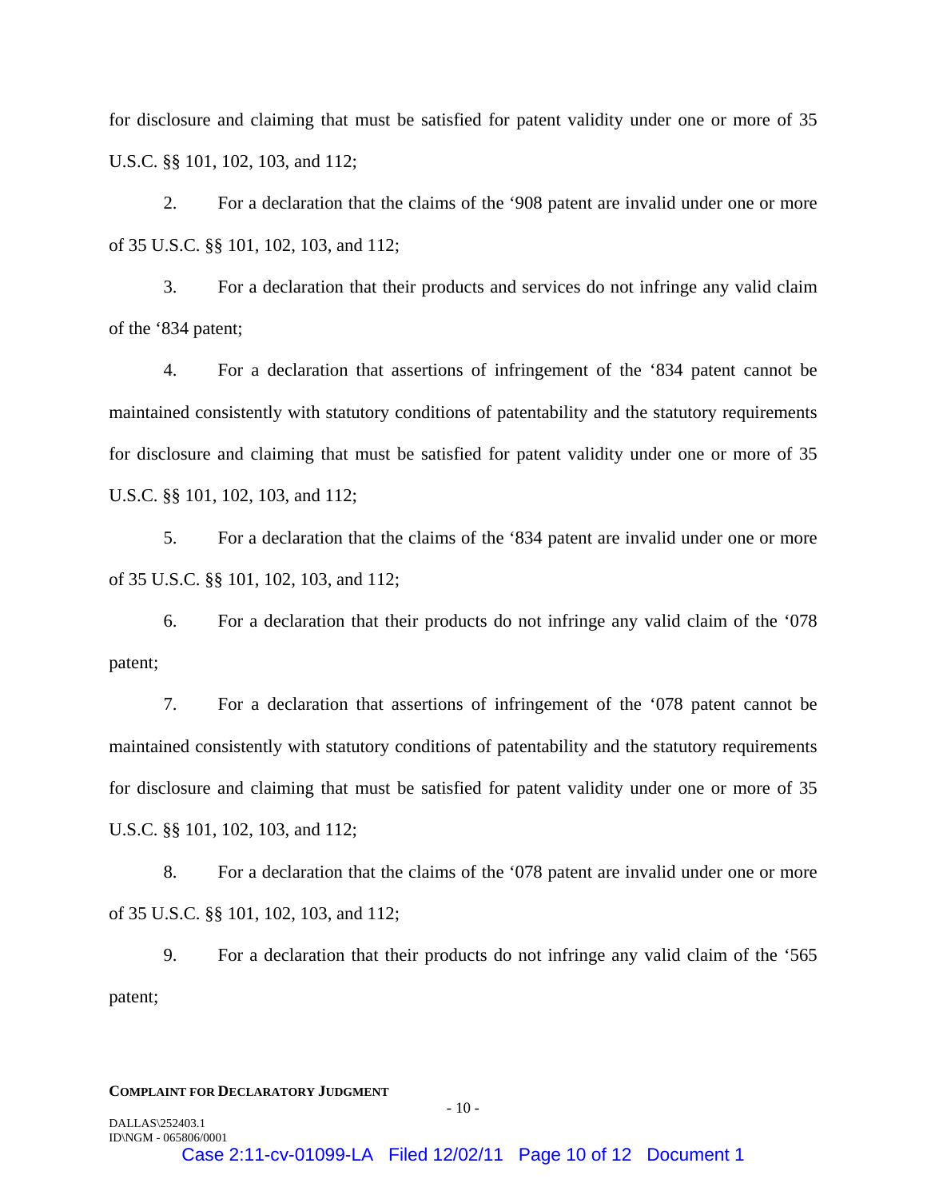for disclosure and claiming that must be satisfied for patent validity under one or more of 35 U.S.C. §§ 101, 102, 103, and 112;

2. For a declaration that the claims of the '908 patent are invalid under one or more of 35 U.S.C. §§ 101, 102, 103, and 112;

3. For a declaration that their products and services do not infringe any valid claim of the '834 patent;

4. For a declaration that assertions of infringement of the '834 patent cannot be maintained consistently with statutory conditions of patentability and the statutory requirements for disclosure and claiming that must be satisfied for patent validity under one or more of 35 U.S.C. §§ 101, 102, 103, and 112;

5. For a declaration that the claims of the '834 patent are invalid under one or more of 35 U.S.C. §§ 101, 102, 103, and 112;

6. For a declaration that their products do not infringe any valid claim of the '078 patent;

7. For a declaration that assertions of infringement of the '078 patent cannot be maintained consistently with statutory conditions of patentability and the statutory requirements for disclosure and claiming that must be satisfied for patent validity under one or more of 35 U.S.C. §§ 101, 102, 103, and 112;

8. For a declaration that the claims of the '078 patent are invalid under one or more of 35 U.S.C. §§ 101, 102, 103, and 112;

9. For a declaration that their products do not infringe any valid claim of the '565 patent;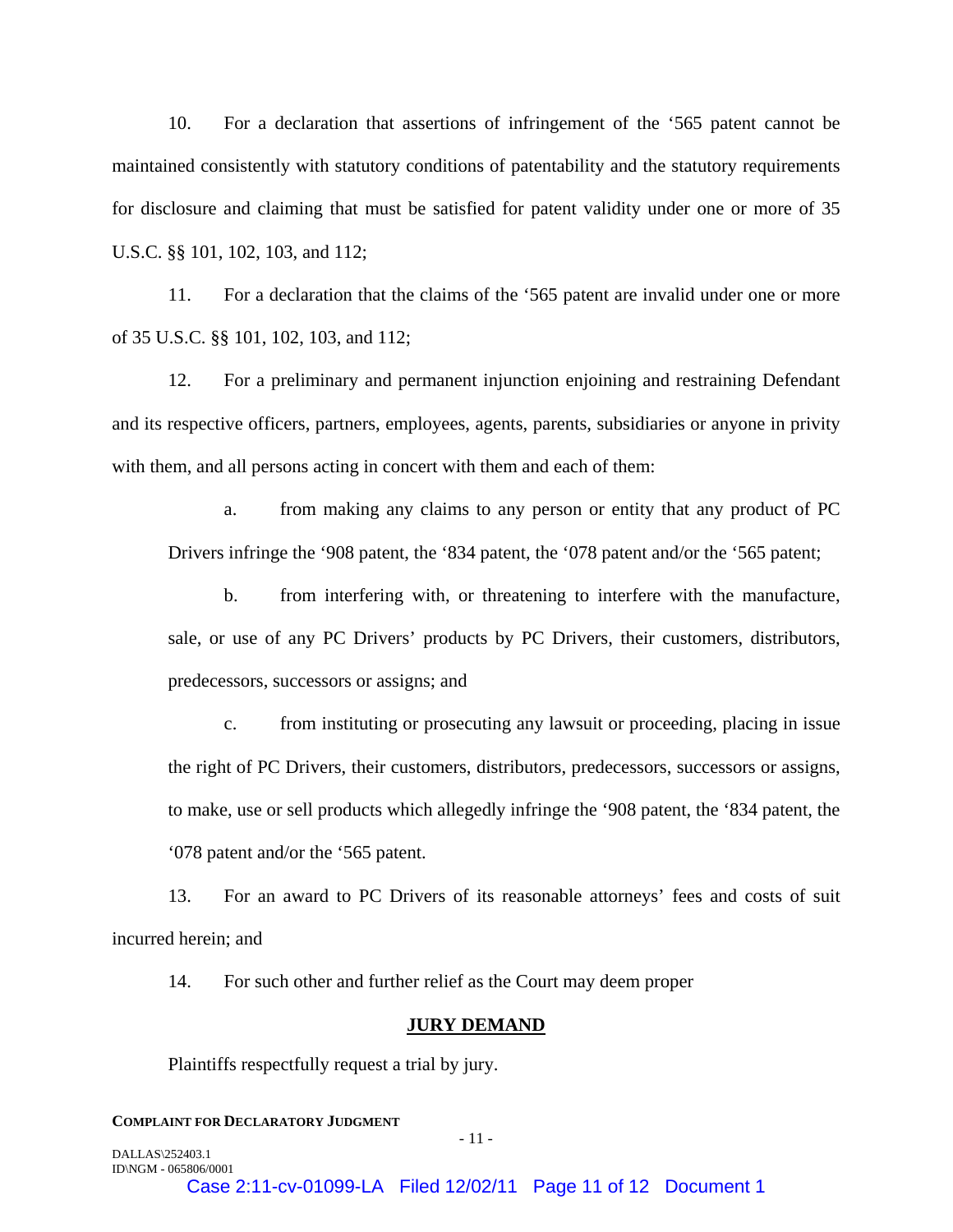10. For a declaration that assertions of infringement of the '565 patent cannot be maintained consistently with statutory conditions of patentability and the statutory requirements for disclosure and claiming that must be satisfied for patent validity under one or more of 35 U.S.C. §§ 101, 102, 103, and 112;

11. For a declaration that the claims of the '565 patent are invalid under one or more of 35 U.S.C. §§ 101, 102, 103, and 112;

12. For a preliminary and permanent injunction enjoining and restraining Defendant and its respective officers, partners, employees, agents, parents, subsidiaries or anyone in privity with them, and all persons acting in concert with them and each of them:

   a. from making any claims to any person or entity that any product of PC Drivers infringe the '908 patent, the '834 patent, the '078 patent and/or the '565 patent;

   b. from interfering with, or threatening to interfere with the manufacture, sale, or use of any PC Drivers' products by PC Drivers, their customers, distributors, predecessors, successors or assigns; and

   c. from instituting or prosecuting any lawsuit or proceeding, placing in issue the right of PC Drivers, their customers, distributors, predecessors, successors or assigns, to make, use or sell products which allegedly infringe the '908 patent, the '834 patent, the '078 patent and/or the '565 patent.

13. For an award to PC Drivers of its reasonable attorneys' fees and costs of suit incurred herein; and

14. For such other and further relief as the Court may deem proper

## JURY DEMAND

Plaintiffs respectfully request a trial by jury.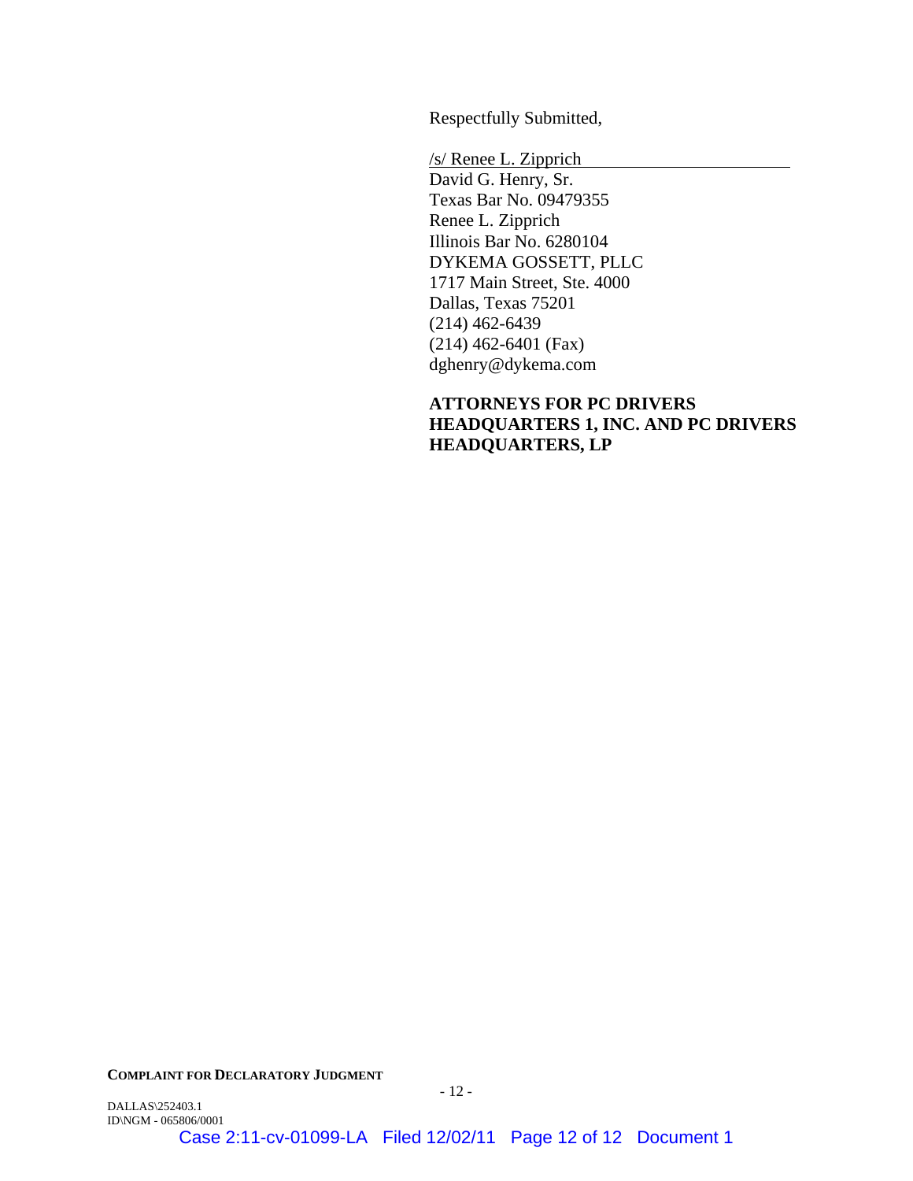Respectfully Submitted,

/s/ Renee L. Zipprich
David G. Henry, Sr.
Texas Bar No. 09479355
Renee L. Zipprich
Illinois Bar No. 6280104
DYKEMA GOSSETT, PLLC
1717 Main Street, Ste. 4000
Dallas, Texas 75201
(214) 462-6439
(214) 462-6401 (Fax)
dghenry@dykema.com

**ATTORNEYS FOR PC DRIVERS HEADQUARTERS 1, INC. AND PC DRIVERS HEADQUARTERS, LP**